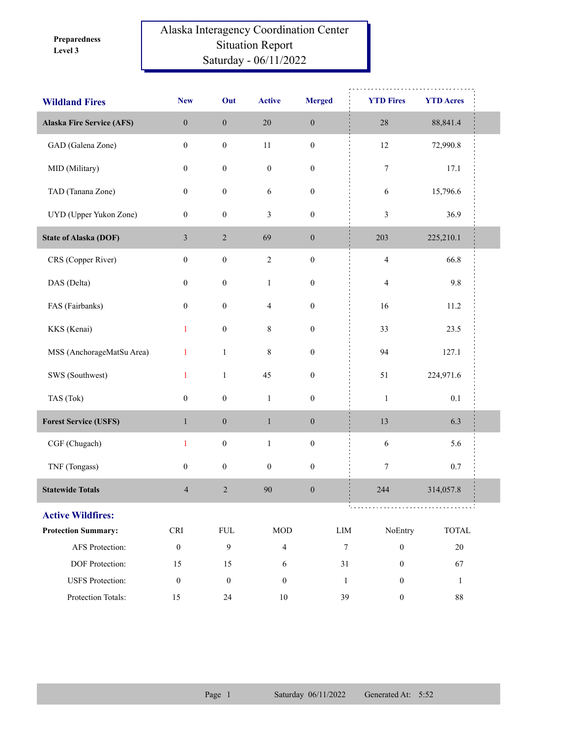Preparedness Level 3

# Alaska Interagency Coordination Center
# Situation Report
# Saturday - 06/11/2022

| Wildland Fires | New | Out | Active | Merged | YTD Fires | YTD Acres |
|---|---|---|---|---|---|---|
| **Alaska Fire Service (AFS)** | 0 | 0 | 20 | 0 | 28 | 88,841.4 |
| GAD (Galena Zone) | 0 | 0 | 11 | 0 | 12 | 72,990.8 |
| MID (Military) | 0 | 0 | 0 | 0 | 7 | 17.1 |
| TAD (Tanana Zone) | 0 | 0 | 6 | 0 | 6 | 15,796.6 |
| UYD (Upper Yukon Zone) | 0 | 0 | 3 | 0 | 3 | 36.9 |
| **State of Alaska (DOF)** | 3 | 2 | 69 | 0 | 203 | 225,210.1 |
| CRS (Copper River) | 0 | 0 | 2 | 0 | 4 | 66.8 |
| DAS (Delta) | 0 | 0 | 1 | 0 | 4 | 9.8 |
| FAS (Fairbanks) | 0 | 0 | 4 | 0 | 16 | 11.2 |
| KKS (Kenai) | 1 | 0 | 8 | 0 | 33 | 23.5 |
| MSS (AnchorageMatSu Area) | 1 | 1 | 8 | 0 | 94 | 127.1 |
| SWS (Southwest) | 1 | 1 | 45 | 0 | 51 | 224,971.6 |
| TAS (Tok) | 0 | 0 | 1 | 0 | 1 | 0.1 |
| **Forest Service (USFS)** | 1 | 0 | 1 | 0 | 13 | 6.3 |
| CGF (Chugach) | 1 | 0 | 1 | 0 | 6 | 5.6 |
| TNF (Tongass) | 0 | 0 | 0 | 0 | 7 | 0.7 |
| **Statewide Totals** | 4 | 2 | 90 | 0 | 244 | 314,057.8 |

## Active Wildfires:

| Protection Summary: | CRI | FUL | MOD | LIM | NoEntry | TOTAL |
|---|---|---|---|---|---|---|
| AFS Protection: | 0 | 9 | 4 | 7 | 0 | 20 |
| DOF Protection: | 15 | 15 | 6 | 31 | 0 | 67 |
| USFS Protection: | 0 | 0 | 0 | 1 | 0 | 1 |
| Protection Totals: | 15 | 24 | 10 | 39 | 0 | 88 |

Saturday 06/11/2022 Generated At: 5:52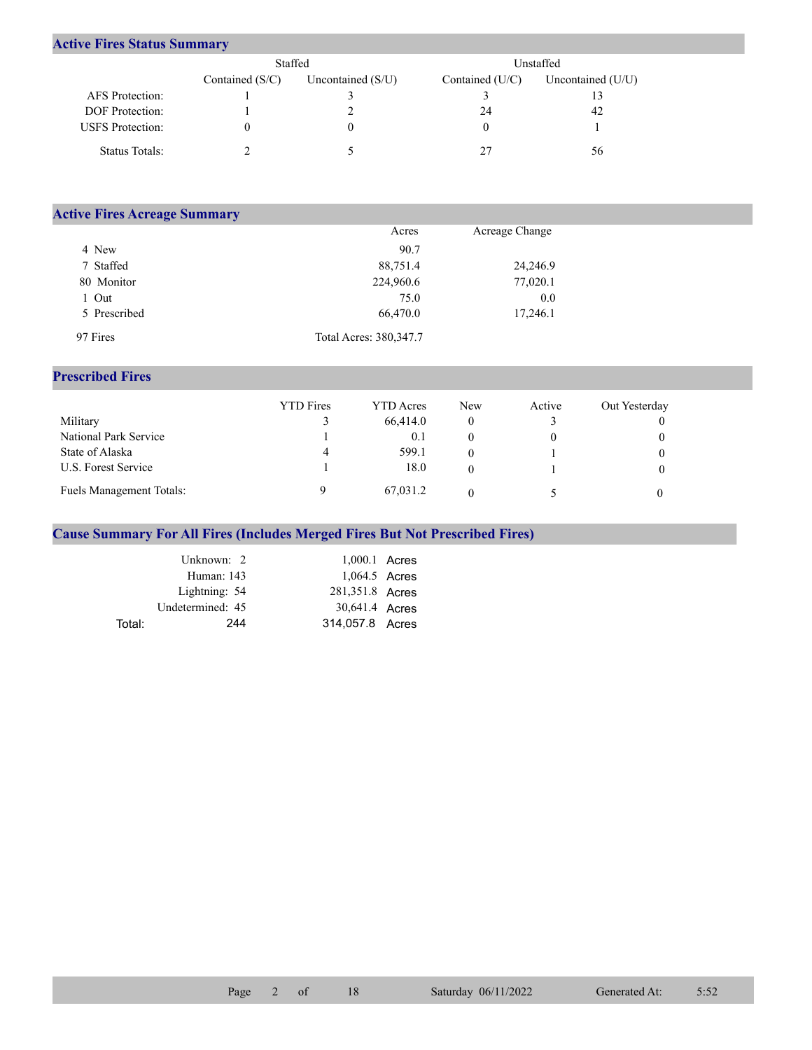## Active Fires Status Summary

| | Staffed | | Unstaffed | |
|---|---|---|---|---|
| | Contained (S/C) | Uncontained (S/U) | Contained (U/C) | Uncontained (U/U) |
| AFS Protection: | 1 | 3 | 3 | 13 |
| DOF Protection: | 1 | 2 | 24 | 42 |
| USFS Protection: | 0 | 0 | 0 | 1 |
| Status Totals: | 2 | 5 | 27 | 56 |

## Active Fires Acreage Summary

| | Acres | Acreage Change |
|---|---|---|
| 4 New | 90.7 | |
| 7 Staffed | 88,751.4 | 24,246.9 |
| 80 Monitor | 224,960.6 | 77,020.1 |
| 1 Out | 75.0 | 0.0 |
| 5 Prescribed | 66,470.0 | 17,246.1 |
| 97 Fires | Total Acres: 380,347.7 | |

## Prescribed Fires

| | YTD Fires | YTD Acres | New | Active | Out Yesterday |
|---|---|---|---|---|---|
| Military | 3 | 66,414.0 | 0 | 3 | 0 |
| National Park Service | 1 | 0.1 | 0 | 0 | 0 |
| State of Alaska | 4 | 599.1 | 0 | 1 | 0 |
| U.S. Forest Service | 1 | 18.0 | 0 | 1 | 0 |
| Fuels Management Totals: | 9 | 67,031.2 | 0 | 5 | 0 |

## Cause Summary For All Fires (Includes Merged Fires But Not Prescribed Fires)

| Cause | Fires | Acres |
|---|---|---|
| Unknown: | 2 | 1,000.1 Acres |
| Human: | 143 | 1,064.5 Acres |
| Lightning: | 54 | 281,351.8 Acres |
| Undetermined: | 45 | 30,641.4 Acres |
| Total: | 244 | 314,057.8 Acres |

Saturday 06/11/2022 Generated At: 5:52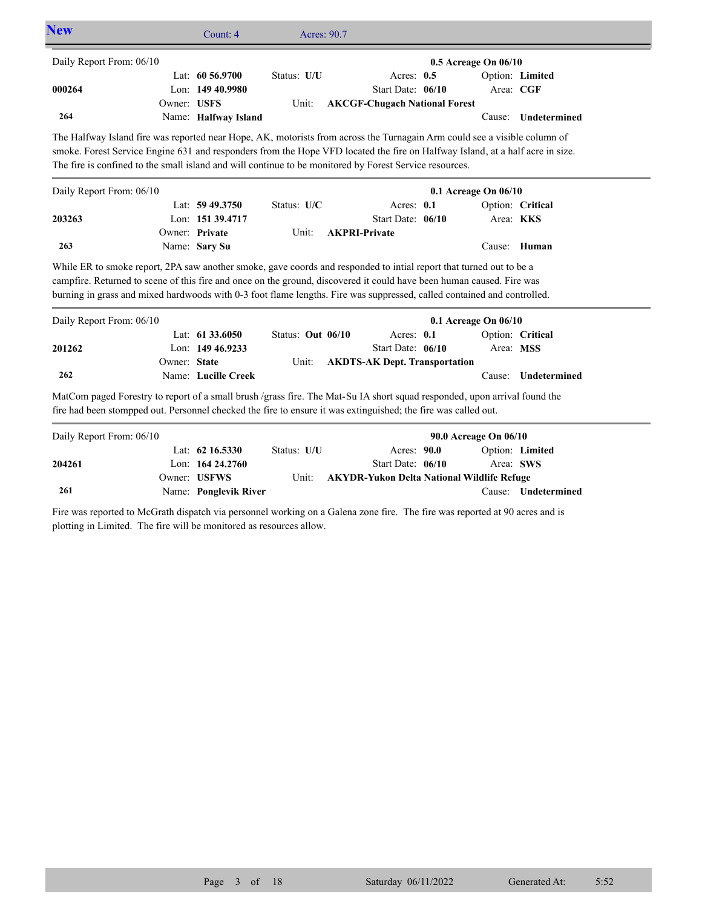## New

Count: 4 Acres: 90.7

---

Daily Report From: 06/10 **0.5 Acreage On 06/10**

| | | | | | |
|---|---|---|---|---|---|
| | Lat: **60 56.9700** | Status: **U/U** | Acres: **0.5** | Option: **Limited** | |
| **000264** | Lon: **149 40.9980** | | Start Date: **06/10** | Area: **CGF** | |
| | Owner: **USFS** | Unit: | **AKCGF-Chugach National Forest** | | |
| **264** | Name: **Halfway Island** | | | Cause: **Undetermined** | |

The Halfway Island fire was reported near Hope, AK, motorists from across the Turnagain Arm could see a visible column of smoke. Forest Service Engine 631 and responders from the Hope VFD located the fire on Halfway Island, at a half acre in size. The fire is confined to the small island and will continue to be monitored by Forest Service resources.

---

Daily Report From: 06/10 **0.1 Acreage On 06/10**

| | | | | | |
|---|---|---|---|---|---|
| | Lat: **59 49.3750** | Status: **U/C** | Acres: **0.1** | Option: **Critical** | |
| **203263** | Lon: **151 39.4717** | | Start Date: **06/10** | Area: **KKS** | |
| | Owner: **Private** | Unit: | **AKPRI-Private** | | |
| **263** | Name: **Sary Su** | | | Cause: **Human** | |

While ER to smoke report, 2PA saw another smoke, gave coords and responded to intial report that turned out to be a campfire. Returned to scene of this fire and once on the ground, discovered it could have been human caused. Fire was burning in grass and mixed hardwoods with 0-3 foot flame lengths. Fire was suppressed, called contained and controlled.

---

Daily Report From: 06/10 **0.1 Acreage On 06/10**

| | | | | | |
|---|---|---|---|---|---|
| | Lat: **61 33.6050** | Status: **Out 06/10** | Acres: **0.1** | Option: **Critical** | |
| **201262** | Lon: **149 46.9233** | | Start Date: **06/10** | Area: **MSS** | |
| | Owner: **State** | Unit: | **AKDTS-AK Dept. Transportation** | | |
| **262** | Name: **Lucille Creek** | | | Cause: **Undetermined** | |

MatCom paged Forestry to report of a small brush /grass fire. The Mat-Su IA short squad responded, upon arrival found the fire had been stompped out. Personnel checked the fire to ensure it was extinguished; the fire was called out.

---

Daily Report From: 06/10 **90.0 Acreage On 06/10**

| | | | | | |
|---|---|---|---|---|---|
| | Lat: **62 16.5330** | Status: **U/U** | Acres: **90.0** | Option: **Limited** | |
| **204261** | Lon: **164 24.2760** | | Start Date: **06/10** | Area: **SWS** | |
| | Owner: **USFWS** | Unit: | **AKYDR-Yukon Delta National Wildlife Refuge** | | |
| **261** | Name: **Ponglevik River** | | | Cause: **Undetermined** | |

Fire was reported to McGrath dispatch via personnel working on a Galena zone fire. The fire was reported at 90 acres and is plotting in Limited. The fire will be monitored as resources allow.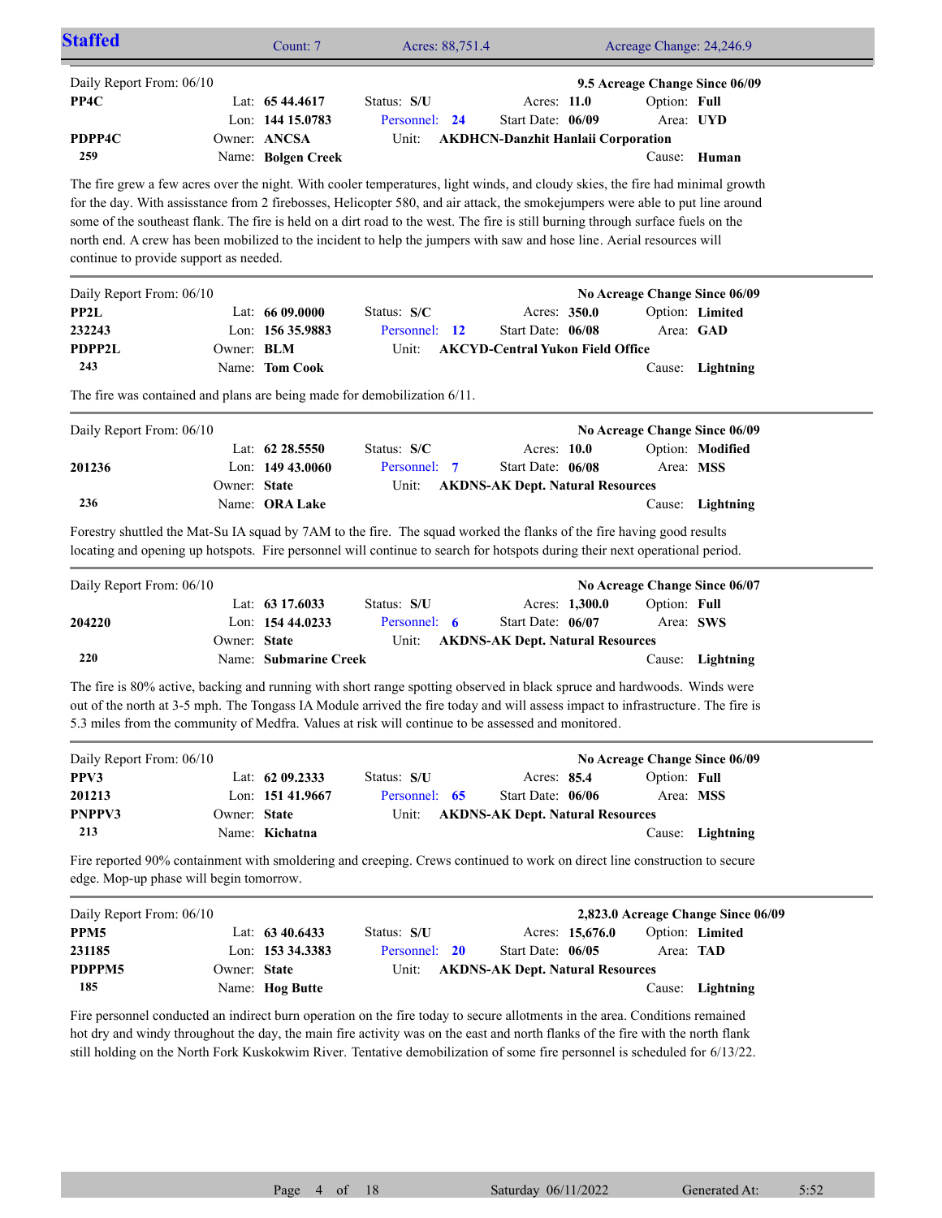## Staffed

Count: 7 | Acres: 88,751.4 | Acreage Change: 24,246.9

---

Daily Report From: 06/10 — **9.5 Acreage Change Since 06/09**

| | | | | | |
|---|---|---|---|---|---|
| **PP4C** | Lat: **65 44.4617** | Status: **S/U** | Acres: **11.0** | Option: **Full** | |
| | Lon: **144 15.0783** | Personnel: **24** | Start Date: **06/09** | Area: **UYD** | |
| **PDPP4C** | Owner: **ANCSA** | Unit: **AKDHCN-Danzhit Hanlaii Corporation** | | | |
| **259** | Name: **Bolgen Creek** | | | Cause: **Human** | |

The fire grew a few acres over the night. With cooler temperatures, light winds, and cloudy skies, the fire had minimal growth for the day. With assisstance from 2 firebosses, Helicopter 580, and air attack, the smokejumpers were able to put line around some of the southeast flank. The fire is held on a dirt road to the west. The fire is still burning through surface fuels on the north end. A crew has been mobilized to the incident to help the jumpers with saw and hose line. Aerial resources will continue to provide support as needed.

---

Daily Report From: 06/10 — **No Acreage Change Since 06/09**

| | | | | | |
|---|---|---|---|---|---|
| **PP2L** | Lat: **66 09.0000** | Status: **S/C** | Acres: **350.0** | Option: **Limited** | |
| **232243** | Lon: **156 35.9883** | Personnel: **12** | Start Date: **06/08** | Area: **GAD** | |
| **PDPP2L** | Owner: **BLM** | Unit: **AKCYD-Central Yukon Field Office** | | | |
| **243** | Name: **Tom Cook** | | | Cause: **Lightning** | |

The fire was contained and plans are being made for demobilization 6/11.

---

Daily Report From: 06/10 — **No Acreage Change Since 06/09**

| | | | | | |
|---|---|---|---|---|---|
| | Lat: **62 28.5550** | Status: **S/C** | Acres: **10.0** | Option: **Modified** | |
| **201236** | Lon: **149 43.0060** | Personnel: **7** | Start Date: **06/08** | Area: **MSS** | |
| | Owner: **State** | Unit: **AKDNS-AK Dept. Natural Resources** | | | |
| **236** | Name: **ORA Lake** | | | Cause: **Lightning** | |

Forestry shuttled the Mat-Su IA squad by 7AM to the fire. The squad worked the flanks of the fire having good results locating and opening up hotspots. Fire personnel will continue to search for hotspots during their next operational period.

---

Daily Report From: 06/10 — **No Acreage Change Since 06/07**

| | | | | | |
|---|---|---|---|---|---|
| | Lat: **63 17.6033** | Status: **S/U** | Acres: **1,300.0** | Option: **Full** | |
| **204220** | Lon: **154 44.0233** | Personnel: **6** | Start Date: **06/07** | Area: **SWS** | |
| | Owner: **State** | Unit: **AKDNS-AK Dept. Natural Resources** | | | |
| **220** | Name: **Submarine Creek** | | | Cause: **Lightning** | |

The fire is 80% active, backing and running with short range spotting observed in black spruce and hardwoods. Winds were out of the north at 3-5 mph. The Tongass IA Module arrived the fire today and will assess impact to infrastructure. The fire is 5.3 miles from the community of Medfra. Values at risk will continue to be assessed and monitored.

---

Daily Report From: 06/10 — **No Acreage Change Since 06/09**

| | | | | | |
|---|---|---|---|---|---|
| **PPV3** | Lat: **62 09.2333** | Status: **S/U** | Acres: **85.4** | Option: **Full** | |
| **201213** | Lon: **151 41.9667** | Personnel: **65** | Start Date: **06/06** | Area: **MSS** | |
| **PNPPV3** | Owner: **State** | Unit: **AKDNS-AK Dept. Natural Resources** | | | |
| **213** | Name: **Kichatna** | | | Cause: **Lightning** | |

Fire reported 90% containment with smoldering and creeping. Crews continued to work on direct line construction to secure edge. Mop-up phase will begin tomorrow.

---

Daily Report From: 06/10 — **2,823.0 Acreage Change Since 06/09**

| | | | | | |
|---|---|---|---|---|---|
| **PPM5** | Lat: **63 40.6433** | Status: **S/U** | Acres: **15,676.0** | Option: **Limited** | |
| **231185** | Lon: **153 34.3383** | Personnel: **20** | Start Date: **06/05** | Area: **TAD** | |
| **PDPPM5** | Owner: **State** | Unit: **AKDNS-AK Dept. Natural Resources** | | | |
| **185** | Name: **Hog Butte** | | | Cause: **Lightning** | |

Fire personnel conducted an indirect burn operation on the fire today to secure allotments in the area. Conditions remained hot dry and windy throughout the day, the main fire activity was on the east and north flanks of the fire with the north flank still holding on the North Fork Kuskokwim River. Tentative demobilization of some fire personnel is scheduled for 6/13/22.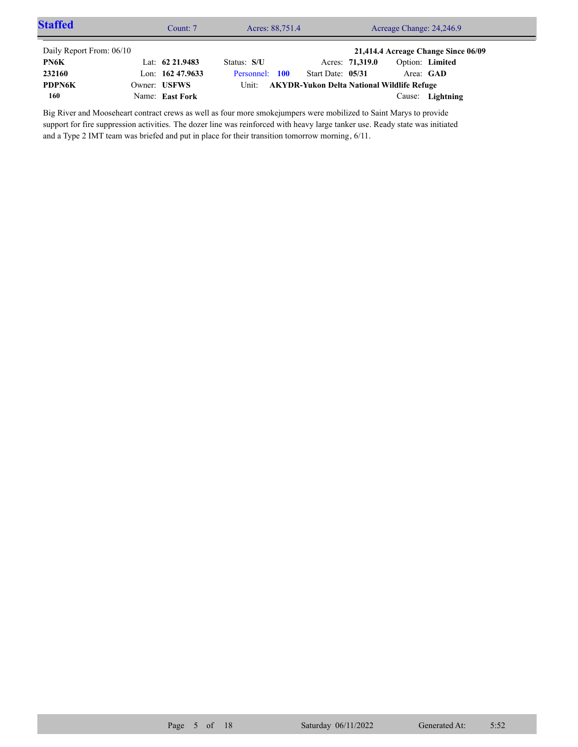## Staffed

Count: 7 | Acres: 88,751.4 | Acreage Change: 24,246.9

Daily Report From: 06/10 — **21,414.4 Acreage Change Since 06/09**

| | | | | |
|---|---|---|---|---|
| **PN6K** | Lat: **62 21.9483** | Status: **S/U** | Acres: **71,319.0** | Option: **Limited** |
| **232160** | Lon: **162 47.9633** | Personnel: **100** | Start Date: **05/31** | Area: **GAD** |
| **PDPN6K** | Owner: **USFWS** | Unit: **AKYDR-Yukon Delta National Wildlife Refuge** | | |
| **160** | Name: **East Fork** | | | Cause: **Lightning** |

Big River and Mooseheart contract crews as well as four more smokejumpers were mobilized to Saint Marys to provide support for fire suppression activities. The dozer line was reinforced with heavy large tanker use. Ready state was initiated and a Type 2 IMT team was briefed and put in place for their transition tomorrow morning, 6/11.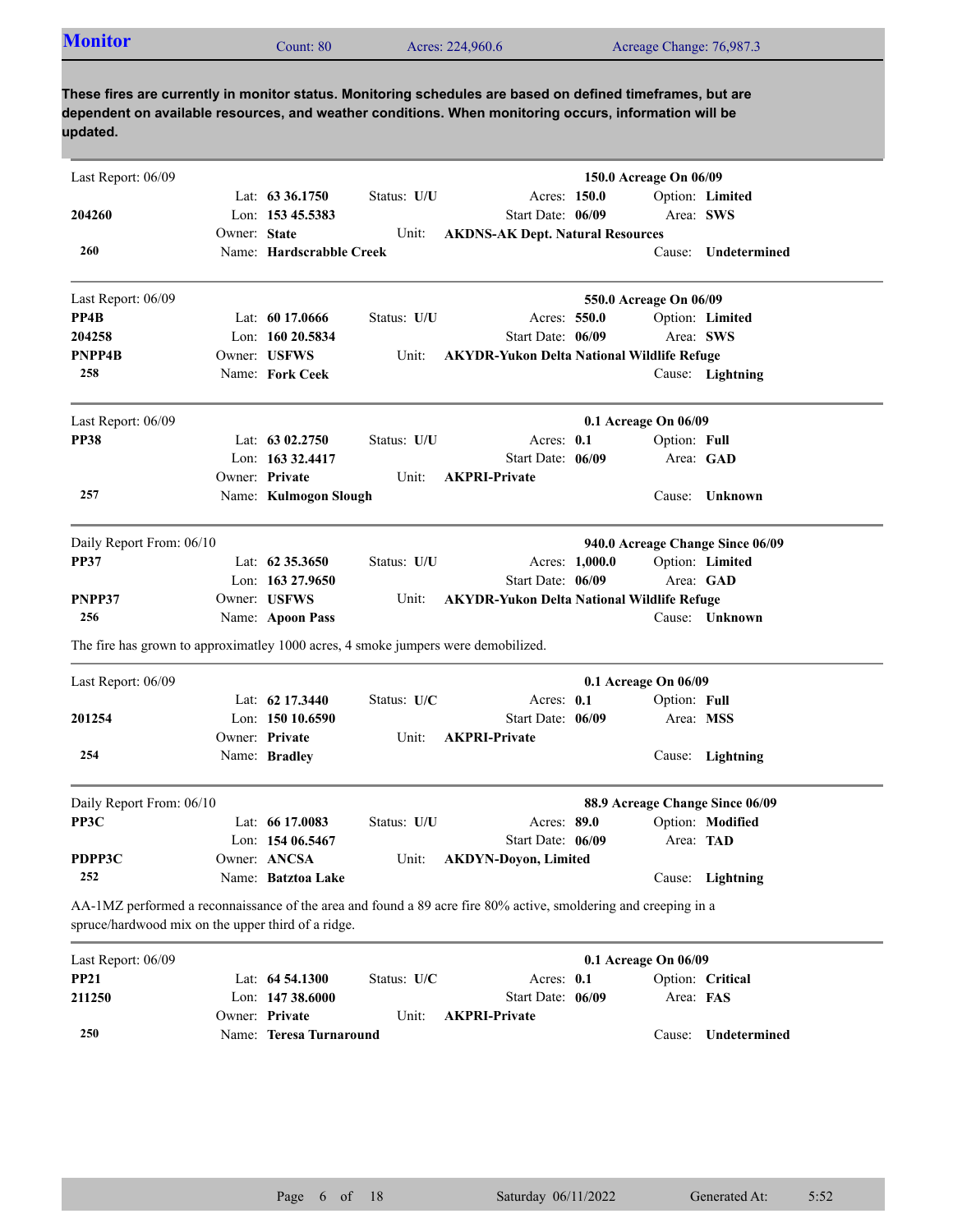## Monitor

Count: 80 | Acres: 224,960.6 | Acreage Change: 76,987.3

**These fires are currently in monitor status. Monitoring schedules are based on defined timeframes, but are dependent on available resources, and weather conditions. When monitoring occurs, information will be updated.**

---

Last Report: 06/09 — **150.0 Acreage On 06/09**

**204260**
**260**

Lat: **63 36.1750** | Status: **U/U** | Acres: **150.0** | Option: **Limited**
Lon: **153 45.5383** | Start Date: **06/09** | Area: **SWS**
Owner: **State** | Unit: **AKDNS-AK Dept. Natural Resources**
Name: **Hardscrabble Creek** | Cause: **Undetermined**

---

Last Report: 06/09 — **550.0 Acreage On 06/09**

**PP4B**
**204258**
**PNPP4B**
**258**

Lat: **60 17.0666** | Status: **U/U** | Acres: **550.0** | Option: **Limited**
Lon: **160 20.5834** | Start Date: **06/09** | Area: **SWS**
Owner: **USFWS** | Unit: **AKYDR-Yukon Delta National Wildlife Refuge**
Name: **Fork Ceek** | Cause: **Lightning**

---

Last Report: 06/09 — **0.1 Acreage On 06/09**

**PP38**
**257**

Lat: **63 02.2750** | Status: **U/U** | Acres: **0.1** | Option: **Full**
Lon: **163 32.4417** | Start Date: **06/09** | Area: **GAD**
Owner: **Private** | Unit: **AKPRI-Private**
Name: **Kulmogon Slough** | Cause: **Unknown**

---

Daily Report From: 06/10 — **940.0 Acreage Change Since 06/09**

**PP37**
**PNPP37**
**256**

Lat: **62 35.3650** | Status: **U/U** | Acres: **1,000.0** | Option: **Limited**
Lon: **163 27.9650** | Start Date: **06/09** | Area: **GAD**
Owner: **USFWS** | Unit: **AKYDR-Yukon Delta National Wildlife Refuge**
Name: **Apoon Pass** | Cause: **Unknown**

The fire has grown to approximatley 1000 acres, 4 smoke jumpers were demobilized.

---

Last Report: 06/09 — **0.1 Acreage On 06/09**

**201254**
**254**

Lat: **62 17.3440** | Status: **U/C** | Acres: **0.1** | Option: **Full**
Lon: **150 10.6590** | Start Date: **06/09** | Area: **MSS**
Owner: **Private** | Unit: **AKPRI-Private**
Name: **Bradley** | Cause: **Lightning**

---

Daily Report From: 06/10 — **88.9 Acreage Change Since 06/09**

**PP3C**
**PDPP3C**
**252**

Lat: **66 17.0083** | Status: **U/U** | Acres: **89.0** | Option: **Modified**
Lon: **154 06.5467** | Start Date: **06/09** | Area: **TAD**
Owner: **ANCSA** | Unit: **AKDYN-Doyon, Limited**
Name: **Batztoa Lake** | Cause: **Lightning**

AA-1MZ performed a reconnaissance of the area and found a 89 acre fire 80% active, smoldering and creeping in a spruce/hardwood mix on the upper third of a ridge.

---

Last Report: 06/09 — **0.1 Acreage On 06/09**

**PP21**
**211250**
**250**

Lat: **64 54.1300** | Status: **U/C** | Acres: **0.1** | Option: **Critical**
Lon: **147 38.6000** | Start Date: **06/09** | Area: **FAS**
Owner: **Private** | Unit: **AKPRI-Private**
Name: **Teresa Turnaround** | Cause: **Undetermined**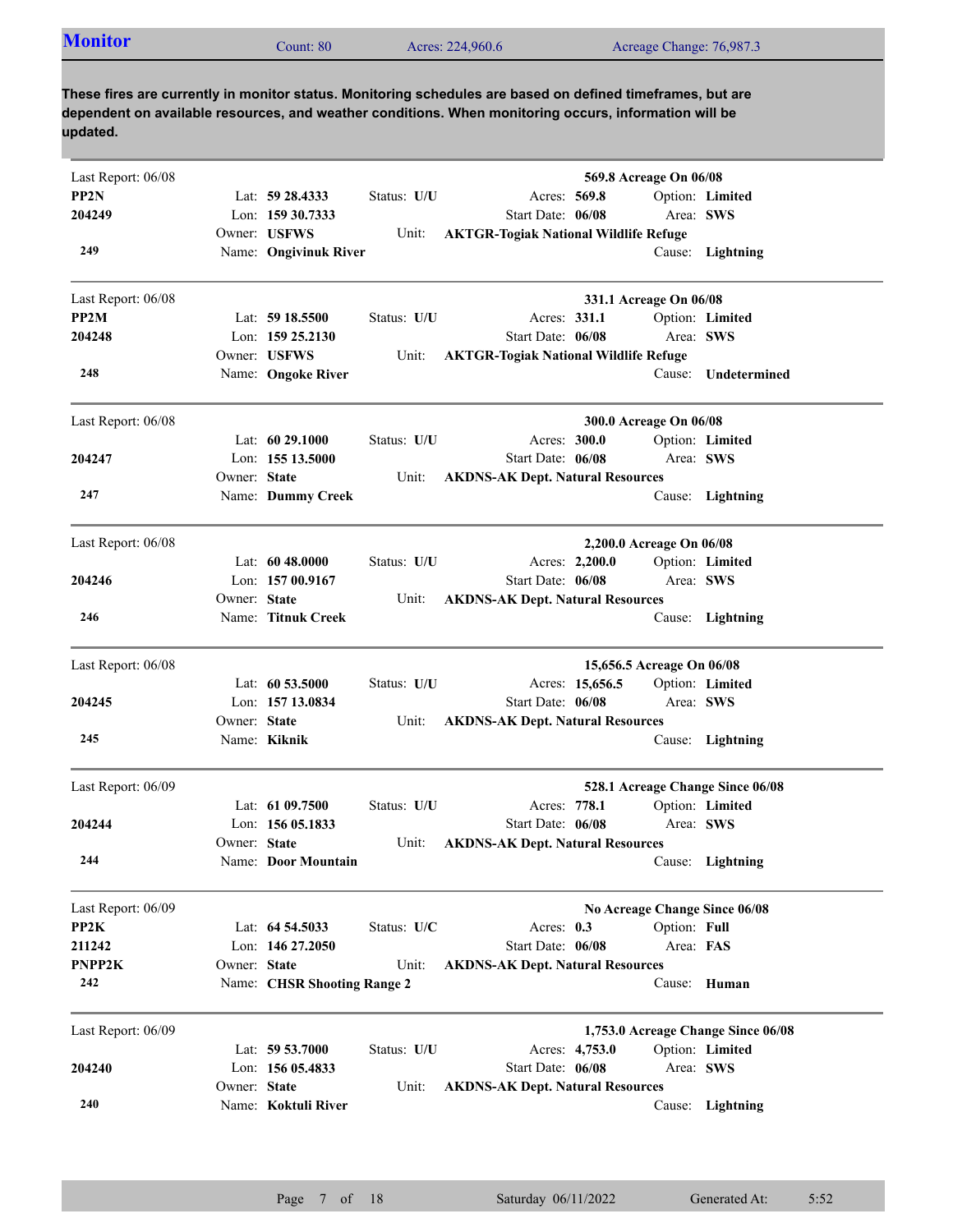## Monitor

Count: 80 | Acres: 224,960.6 | Acreage Change: 76,987.3

**These fires are currently in monitor status. Monitoring schedules are based on defined timeframes, but are dependent on available resources, and weather conditions. When monitoring occurs, information will be updated.**

---

Last Report: 06/08 — **569.8 Acreage On 06/08**

**PP2N**
**204249**
**249**

- Lat: **59 28.4333**
- Lon: **159 30.7333**
- Owner: **USFWS**
- Name: **Ongivinuk River**
- Status: **U/U**
- Unit: **AKTGR-Togiak National Wildlife Refuge**
- Acres: **569.8**
- Start Date: **06/08**
- Option: **Limited**
- Area: **SWS**
- Cause: **Lightning**

---

Last Report: 06/08 — **331.1 Acreage On 06/08**

**PP2M**
**204248**
**248**

- Lat: **59 18.5500**
- Lon: **159 25.2130**
- Owner: **USFWS**
- Name: **Ongoke River**
- Status: **U/U**
- Unit: **AKTGR-Togiak National Wildlife Refuge**
- Acres: **331.1**
- Start Date: **06/08**
- Option: **Limited**
- Area: **SWS**
- Cause: **Undetermined**

---

Last Report: 06/08 — **300.0 Acreage On 06/08**

**204247**
**247**

- Lat: **60 29.1000**
- Lon: **155 13.5000**
- Owner: **State**
- Name: **Dummy Creek**
- Status: **U/U**
- Unit: **AKDNS-AK Dept. Natural Resources**
- Acres: **300.0**
- Start Date: **06/08**
- Option: **Limited**
- Area: **SWS**
- Cause: **Lightning**

---

Last Report: 06/08 — **2,200.0 Acreage On 06/08**

**204246**
**246**

- Lat: **60 48.0000**
- Lon: **157 00.9167**
- Owner: **State**
- Name: **Titnuk Creek**
- Status: **U/U**
- Unit: **AKDNS-AK Dept. Natural Resources**
- Acres: **2,200.0**
- Start Date: **06/08**
- Option: **Limited**
- Area: **SWS**
- Cause: **Lightning**

---

Last Report: 06/08 — **15,656.5 Acreage On 06/08**

**204245**
**245**

- Lat: **60 53.5000**
- Lon: **157 13.0834**
- Owner: **State**
- Name: **Kiknik**
- Status: **U/U**
- Unit: **AKDNS-AK Dept. Natural Resources**
- Acres: **15,656.5**
- Start Date: **06/08**
- Option: **Limited**
- Area: **SWS**
- Cause: **Lightning**

---

Last Report: 06/09 — **528.1 Acreage Change Since 06/08**

**204244**
**244**

- Lat: **61 09.7500**
- Lon: **156 05.1833**
- Owner: **State**
- Name: **Door Mountain**
- Status: **U/U**
- Unit: **AKDNS-AK Dept. Natural Resources**
- Acres: **778.1**
- Start Date: **06/08**
- Option: **Limited**
- Area: **SWS**
- Cause: **Lightning**

---

Last Report: 06/09 — **No Acreage Change Since 06/08**

**PP2K**
**211242**
**PNPP2K**
**242**

- Lat: **64 54.5033**
- Lon: **146 27.2050**
- Owner: **State**
- Name: **CHSR Shooting Range 2**
- Status: **U/C**
- Unit: **AKDNS-AK Dept. Natural Resources**
- Acres: **0.3**
- Start Date: **06/08**
- Option: **Full**
- Area: **FAS**
- Cause: **Human**

---

Last Report: 06/09 — **1,753.0 Acreage Change Since 06/08**

**204240**
**240**

- Lat: **59 53.7000**
- Lon: **156 05.4833**
- Owner: **State**
- Name: **Koktuli River**
- Status: **U/U**
- Unit: **AKDNS-AK Dept. Natural Resources**
- Acres: **4,753.0**
- Start Date: **06/08**
- Option: **Limited**
- Area: **SWS**
- Cause: **Lightning**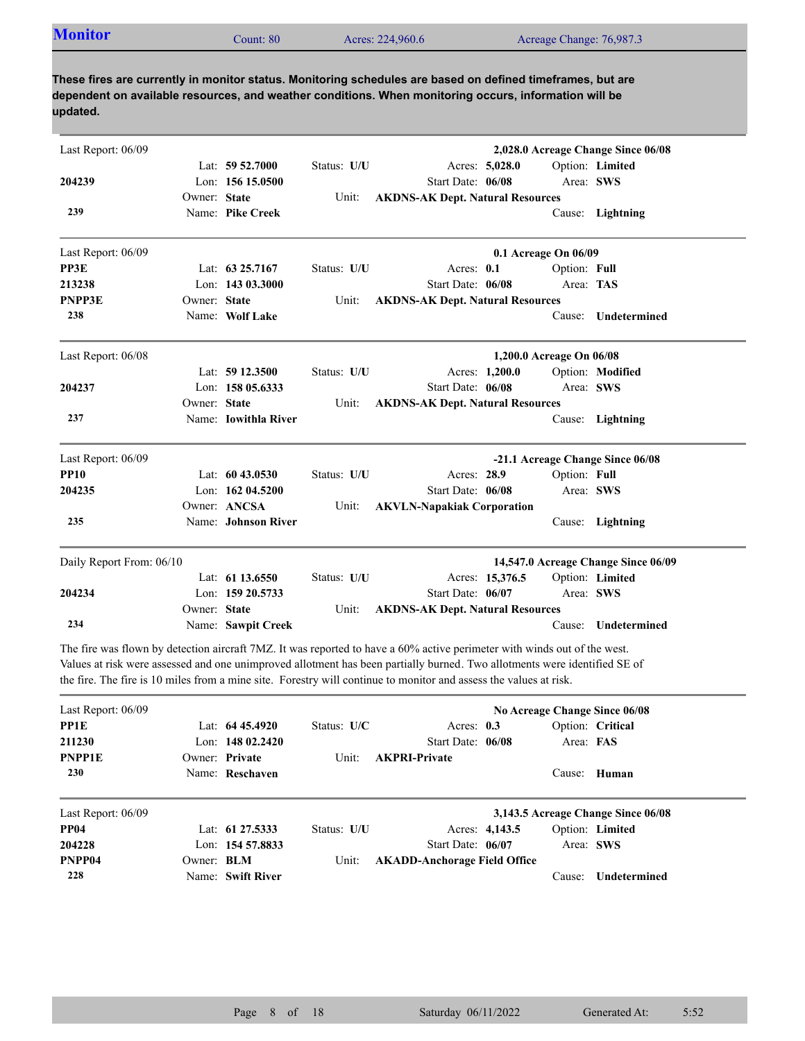## Monitor

Count: 80 | Acres: 224,960.6 | Acreage Change: 76,987.3

**These fires are currently in monitor status. Monitoring schedules are based on defined timeframes, but are dependent on available resources, and weather conditions. When monitoring occurs, information will be updated.**

---

Last Report: 06/09 — **2,028.0 Acreage Change Since 06/08**

| | | | |
|---|---|---|---|
| | Lat: **59 52.7000** | Status: **U/U** | Acres: **5,028.0** — Option: **Limited** |
| **204239** | Lon: **156 15.0500** | | Start Date: **06/08** — Area: **SWS** |
| | Owner: **State** | Unit: | **AKDNS-AK Dept. Natural Resources** |
| **239** | Name: **Pike Creek** | | Cause: **Lightning** |

---

Last Report: 06/09 — **0.1 Acreage On 06/09**

| | | | |
|---|---|---|---|
| **PP3E** | Lat: **63 25.7167** | Status: **U/U** | Acres: **0.1** — Option: **Full** |
| **213238** | Lon: **143 03.3000** | | Start Date: **06/08** — Area: **TAS** |
| **PNPP3E** | Owner: **State** | Unit: | **AKDNS-AK Dept. Natural Resources** |
| **238** | Name: **Wolf Lake** | | Cause: **Undetermined** |

---

Last Report: 06/08 — **1,200.0 Acreage On 06/08**

| | | | |
|---|---|---|---|
| | Lat: **59 12.3500** | Status: **U/U** | Acres: **1,200.0** — Option: **Modified** |
| **204237** | Lon: **158 05.6333** | | Start Date: **06/08** — Area: **SWS** |
| | Owner: **State** | Unit: | **AKDNS-AK Dept. Natural Resources** |
| **237** | Name: **Iowithla River** | | Cause: **Lightning** |

---

Last Report: 06/09 — **-21.1 Acreage Change Since 06/08**

| | | | |
|---|---|---|---|
| **PP10** | Lat: **60 43.0530** | Status: **U/U** | Acres: **28.9** — Option: **Full** |
| **204235** | Lon: **162 04.5200** | | Start Date: **06/08** — Area: **SWS** |
| | Owner: **ANCSA** | Unit: | **AKVLN-Napakiak Corporation** |
| **235** | Name: **Johnson River** | | Cause: **Lightning** |

---

Daily Report From: 06/10 — **14,547.0 Acreage Change Since 06/09**

| | | | |
|---|---|---|---|
| | Lat: **61 13.6550** | Status: **U/U** | Acres: **15,376.5** — Option: **Limited** |
| **204234** | Lon: **159 20.5733** | | Start Date: **06/07** — Area: **SWS** |
| | Owner: **State** | Unit: | **AKDNS-AK Dept. Natural Resources** |
| **234** | Name: **Sawpit Creek** | | Cause: **Undetermined** |

The fire was flown by detection aircraft 7MZ. It was reported to have a 60% active perimeter with winds out of the west. Values at risk were assessed and one unimproved allotment has been partially burned. Two allotments were identified SE of the fire. The fire is 10 miles from a mine site. Forestry will continue to monitor and assess the values at risk.

---

Last Report: 06/09 — **No Acreage Change Since 06/08**

| | | | |
|---|---|---|---|
| **PP1E** | Lat: **64 45.4920** | Status: **U/C** | Acres: **0.3** — Option: **Critical** |
| **211230** | Lon: **148 02.2420** | | Start Date: **06/08** — Area: **FAS** |
| **PNPP1E** | Owner: **Private** | Unit: | **AKPRI-Private** |
| **230** | Name: **Reschaven** | | Cause: **Human** |

---

Last Report: 06/09 — **3,143.5 Acreage Change Since 06/08**

| | | | |
|---|---|---|---|
| **PP04** | Lat: **61 27.5333** | Status: **U/U** | Acres: **4,143.5** — Option: **Limited** |
| **204228** | Lon: **154 57.8833** | | Start Date: **06/07** — Area: **SWS** |
| **PNPP04** | Owner: **BLM** | Unit: | **AKADD-Anchorage Field Office** |
| **228** | Name: **Swift River** | | Cause: **Undetermined** |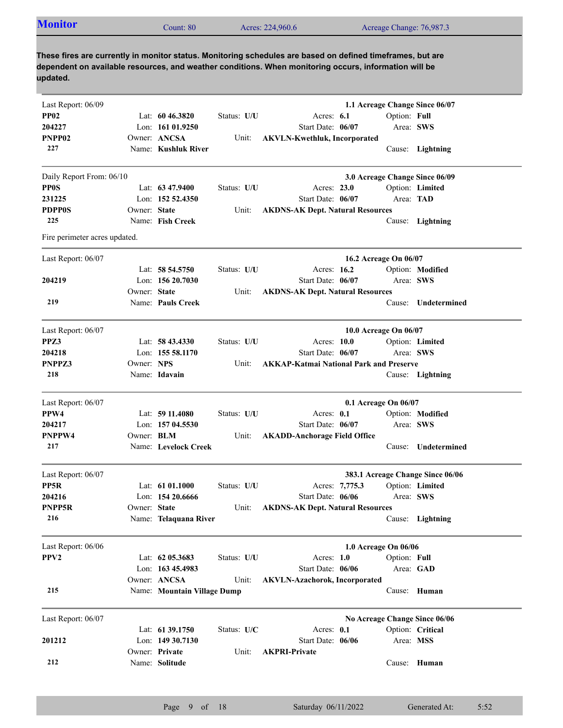## Monitor

Count: 80 | Acres: 224,960.6 | Acreage Change: 76,987.3

**These fires are currently in monitor status. Monitoring schedules are based on defined timeframes, but are dependent on available resources, and weather conditions. When monitoring occurs, information will be updated.**

---

Last Report: 06/09 — **1.1 Acreage Change Since 06/07**

| | | | |
|---|---|---|---|
| **PP02** | Lat: **60 46.3820** | Status: **U/U** | Acres: **6.1** | 
| **204227** | Lon: **161 01.9250** | Start Date: **06/07** | Option: **Full** |
| **PNPP02** | Owner: **ANCSA** | Unit: **AKVLN-Kwethluk, Incorporated** | Area: **SWS** |
| **227** | Name: **Kushluk River** | | Cause: **Lightning** |

---

Daily Report From: 06/10 — **3.0 Acreage Change Since 06/09**

| | | | |
|---|---|---|---|
| **PP0S** | Lat: **63 47.9400** | Status: **U/U** | Acres: **23.0** |
| **231225** | Lon: **152 52.4350** | Start Date: **06/07** | Option: **Limited** |
| **PDPP0S** | Owner: **State** | Unit: **AKDNS-AK Dept. Natural Resources** | Area: **TAD** |
| **225** | Name: **Fish Creek** | | Cause: **Lightning** |

Fire perimeter acres updated.

---

Last Report: 06/07 — **16.2 Acreage On 06/07**

| | | | |
|---|---|---|---|
| | Lat: **58 54.5750** | Status: **U/U** | Acres: **16.2** |
| **204219** | Lon: **156 20.7030** | Start Date: **06/07** | Option: **Modified** |
| | Owner: **State** | Unit: **AKDNS-AK Dept. Natural Resources** | Area: **SWS** |
| **219** | Name: **Pauls Creek** | | Cause: **Undetermined** |

---

Last Report: 06/07 — **10.0 Acreage On 06/07**

| | | | |
|---|---|---|---|
| **PPZ3** | Lat: **58 43.4330** | Status: **U/U** | Acres: **10.0** |
| **204218** | Lon: **155 58.1170** | Start Date: **06/07** | Option: **Limited** |
| **PNPPZ3** | Owner: **NPS** | Unit: **AKKAP-Katmai National Park and Preserve** | Area: **SWS** |
| **218** | Name: **Idavain** | | Cause: **Lightning** |

---

Last Report: 06/07 — **0.1 Acreage On 06/07**

| | | | |
|---|---|---|---|
| **PPW4** | Lat: **59 11.4080** | Status: **U/U** | Acres: **0.1** |
| **204217** | Lon: **157 04.5530** | Start Date: **06/07** | Option: **Modified** |
| **PNPPW4** | Owner: **BLM** | Unit: **AKADD-Anchorage Field Office** | Area: **SWS** |
| **217** | Name: **Levelock Creek** | | Cause: **Undetermined** |

---

Last Report: 06/07 — **383.1 Acreage Change Since 06/06**

| | | | |
|---|---|---|---|
| **PP5R** | Lat: **61 01.1000** | Status: **U/U** | Acres: **7,775.3** |
| **204216** | Lon: **154 20.6666** | Start Date: **06/06** | Option: **Limited** |
| **PNPP5R** | Owner: **State** | Unit: **AKDNS-AK Dept. Natural Resources** | Area: **SWS** |
| **216** | Name: **Telaquana River** | | Cause: **Lightning** |

---

Last Report: 06/06 — **1.0 Acreage On 06/06**

| | | | |
|---|---|---|---|
| **PPV2** | Lat: **62 05.3683** | Status: **U/U** | Acres: **1.0** |
| | Lon: **163 45.4983** | Start Date: **06/06** | Option: **Full** |
| | Owner: **ANCSA** | Unit: **AKVLN-Azachorok, Incorporated** | Area: **GAD** |
| **215** | Name: **Mountain Village Dump** | | Cause: **Human** |

---

Last Report: 06/07 — **No Acreage Change Since 06/06**

| | | | |
|---|---|---|---|
| | Lat: **61 39.1750** | Status: **U/C** | Acres: **0.1** |
| **201212** | Lon: **149 30.7130** | Start Date: **06/06** | Option: **Critical** |
| | Owner: **Private** | Unit: **AKPRI-Private** | Area: **MSS** |
| **212** | Name: **Solitude** | | Cause: **Human** |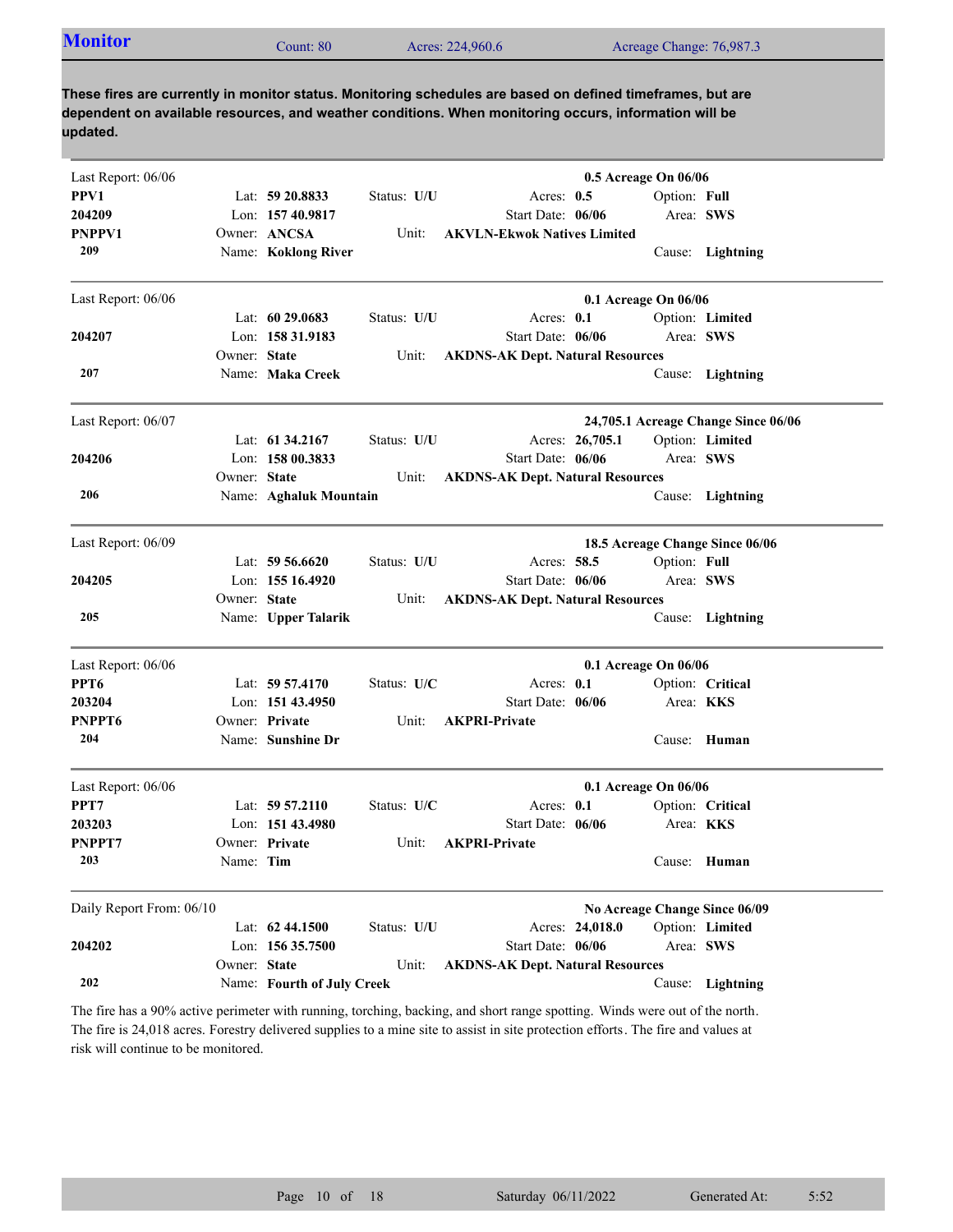## Monitor

Count: 80 | Acres: 224,960.6 | Acreage Change: 76,987.3

**These fires are currently in monitor status. Monitoring schedules are based on defined timeframes, but are dependent on available resources, and weather conditions. When monitoring occurs, information will be updated.**

---

Last Report: 06/06 — **0.5 Acreage On 06/06**

**PPV1**
**204209**
**PNPPV1**
**209**

Lat: **59 20.8833** | Status: **U/U** | Acres: **0.5** | Option: **Full**
Lon: **157 40.9817** | Start Date: **06/06** | Area: **SWS**
Owner: **ANCSA** | Unit: **AKVLN-Ekwok Natives Limited**
Name: **Koklong River** | Cause: **Lightning**

---

Last Report: 06/06 — **0.1 Acreage On 06/06**

**204207**
**207**

Lat: **60 29.0683** | Status: **U/U** | Acres: **0.1** | Option: **Limited**
Lon: **158 31.9183** | Start Date: **06/06** | Area: **SWS**
Owner: **State** | Unit: **AKDNS-AK Dept. Natural Resources**
Name: **Maka Creek** | Cause: **Lightning**

---

Last Report: 06/07 — **24,705.1 Acreage Change Since 06/06**

**204206**
**206**

Lat: **61 34.2167** | Status: **U/U** | Acres: **26,705.1** | Option: **Limited**
Lon: **158 00.3833** | Start Date: **06/06** | Area: **SWS**
Owner: **State** | Unit: **AKDNS-AK Dept. Natural Resources**
Name: **Aghaluk Mountain** | Cause: **Lightning**

---

Last Report: 06/09 — **18.5 Acreage Change Since 06/06**

**204205**
**205**

Lat: **59 56.6620** | Status: **U/U** | Acres: **58.5** | Option: **Full**
Lon: **155 16.4920** | Start Date: **06/06** | Area: **SWS**
Owner: **State** | Unit: **AKDNS-AK Dept. Natural Resources**
Name: **Upper Talarik** | Cause: **Lightning**

---

Last Report: 06/06 — **0.1 Acreage On 06/06**

**PPT6**
**203204**
**PNPPT6**
**204**

Lat: **59 57.4170** | Status: **U/C** | Acres: **0.1** | Option: **Critical**
Lon: **151 43.4950** | Start Date: **06/06** | Area: **KKS**
Owner: **Private** | Unit: **AKPRI-Private**
Name: **Sunshine Dr** | Cause: **Human**

---

Last Report: 06/06 — **0.1 Acreage On 06/06**

**PPT7**
**203203**
**PNPPT7**
**203**

Lat: **59 57.2110** | Status: **U/C** | Acres: **0.1** | Option: **Critical**
Lon: **151 43.4980** | Start Date: **06/06** | Area: **KKS**
Owner: **Private** | Unit: **AKPRI-Private**
Name: **Tim** | Cause: **Human**

---

Daily Report From: 06/10 — **No Acreage Change Since 06/09**

**204202**
**202**

Lat: **62 44.1500** | Status: **U/U** | Acres: **24,018.0** | Option: **Limited**
Lon: **156 35.7500** | Start Date: **06/06** | Area: **SWS**
Owner: **State** | Unit: **AKDNS-AK Dept. Natural Resources**
Name: **Fourth of July Creek** | Cause: **Lightning**

The fire has a 90% active perimeter with running, torching, backing, and short range spotting. Winds were out of the north. The fire is 24,018 acres. Forestry delivered supplies to a mine site to assist in site protection efforts. The fire and values at risk will continue to be monitored.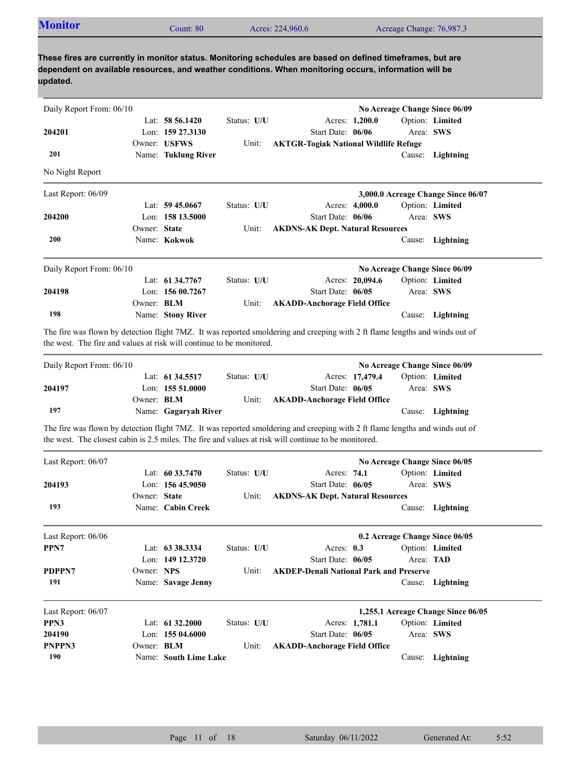## Monitor

Count: 80 | Acres: 224,960.6 | Acreage Change: 76,987.3

**These fires are currently in monitor status. Monitoring schedules are based on defined timeframes, but are dependent on available resources, and weather conditions. When monitoring occurs, information will be updated.**

---

Daily Report From: 06/10 — **No Acreage Change Since 06/09**

| | | | | |
|---|---|---|---|---|
| | Lat: **58 56.1420** | Status: **U/U** | Acres: **1,200.0** | Option: **Limited** |
| **204201** | Lon: **159 27.3130** | | Start Date: **06/06** | Area: **SWS** |
| | Owner: **USFWS** | Unit: | **AKTGR-Togiak National Wildlife Refuge** | |
| **201** | Name: **Tuklung River** | | | Cause: **Lightning** |

No Night Report

---

Last Report: 06/09 — **3,000.0 Acreage Change Since 06/07**

| | | | | |
|---|---|---|---|---|
| | Lat: **59 45.0667** | Status: **U/U** | Acres: **4,000.0** | Option: **Limited** |
| **204200** | Lon: **158 13.5000** | | Start Date: **06/06** | Area: **SWS** |
| | Owner: **State** | Unit: | **AKDNS-AK Dept. Natural Resources** | |
| **200** | Name: **Kokwok** | | | Cause: **Lightning** |

---

Daily Report From: 06/10 — **No Acreage Change Since 06/09**

| | | | | |
|---|---|---|---|---|
| | Lat: **61 34.7767** | Status: **U/U** | Acres: **20,094.6** | Option: **Limited** |
| **204198** | Lon: **156 00.7267** | | Start Date: **06/05** | Area: **SWS** |
| | Owner: **BLM** | Unit: | **AKADD-Anchorage Field Office** | |
| **198** | Name: **Stony River** | | | Cause: **Lightning** |

The fire was flown by detection flight 7MZ. It was reported smoldering and creeping with 2 ft flame lengths and winds out of the west. The fire and values at risk will continue to be monitored.

---

Daily Report From: 06/10 — **No Acreage Change Since 06/09**

| | | | | |
|---|---|---|---|---|
| | Lat: **61 34.5517** | Status: **U/U** | Acres: **17,479.4** | Option: **Limited** |
| **204197** | Lon: **155 51.0000** | | Start Date: **06/05** | Area: **SWS** |
| | Owner: **BLM** | Unit: | **AKADD-Anchorage Field Office** | |
| **197** | Name: **Gagaryah River** | | | Cause: **Lightning** |

The fire was flown by detection flight 7MZ. It was reported smoldering and creeping with 2 ft flame lengths and winds out of the west. The closest cabin is 2.5 miles. The fire and values at risk will continue to be monitored.

---

Last Report: 06/07 — **No Acreage Change Since 06/05**

| | | | | |
|---|---|---|---|---|
| | Lat: **60 33.7470** | Status: **U/U** | Acres: **74.1** | Option: **Limited** |
| **204193** | Lon: **156 45.9050** | | Start Date: **06/05** | Area: **SWS** |
| | Owner: **State** | Unit: | **AKDNS-AK Dept. Natural Resources** | |
| **193** | Name: **Cabin Creek** | | | Cause: **Lightning** |

---

Last Report: 06/06 — **0.2 Acreage Change Since 06/05**

| | | | | |
|---|---|---|---|---|
| **PPN7** | Lat: **63 38.3334** | Status: **U/U** | Acres: **0.3** | Option: **Limited** |
| | Lon: **149 12.3720** | | Start Date: **06/05** | Area: **TAD** |
| **PDPPN7** | Owner: **NPS** | Unit: | **AKDEP-Denali National Park and Preserve** | |
| **191** | Name: **Savage Jenny** | | | Cause: **Lightning** |

---

Last Report: 06/07 — **1,255.1 Acreage Change Since 06/05**

| | | | | |
|---|---|---|---|---|
| **PPN3** | Lat: **61 32.2000** | Status: **U/U** | Acres: **1,781.1** | Option: **Limited** |
| **204190** | Lon: **155 04.6000** | | Start Date: **06/05** | Area: **SWS** |
| **PNPPN3** | Owner: **BLM** | Unit: | **AKADD-Anchorage Field Office** | |
| **190** | Name: **South Lime Lake** | | | Cause: **Lightning** |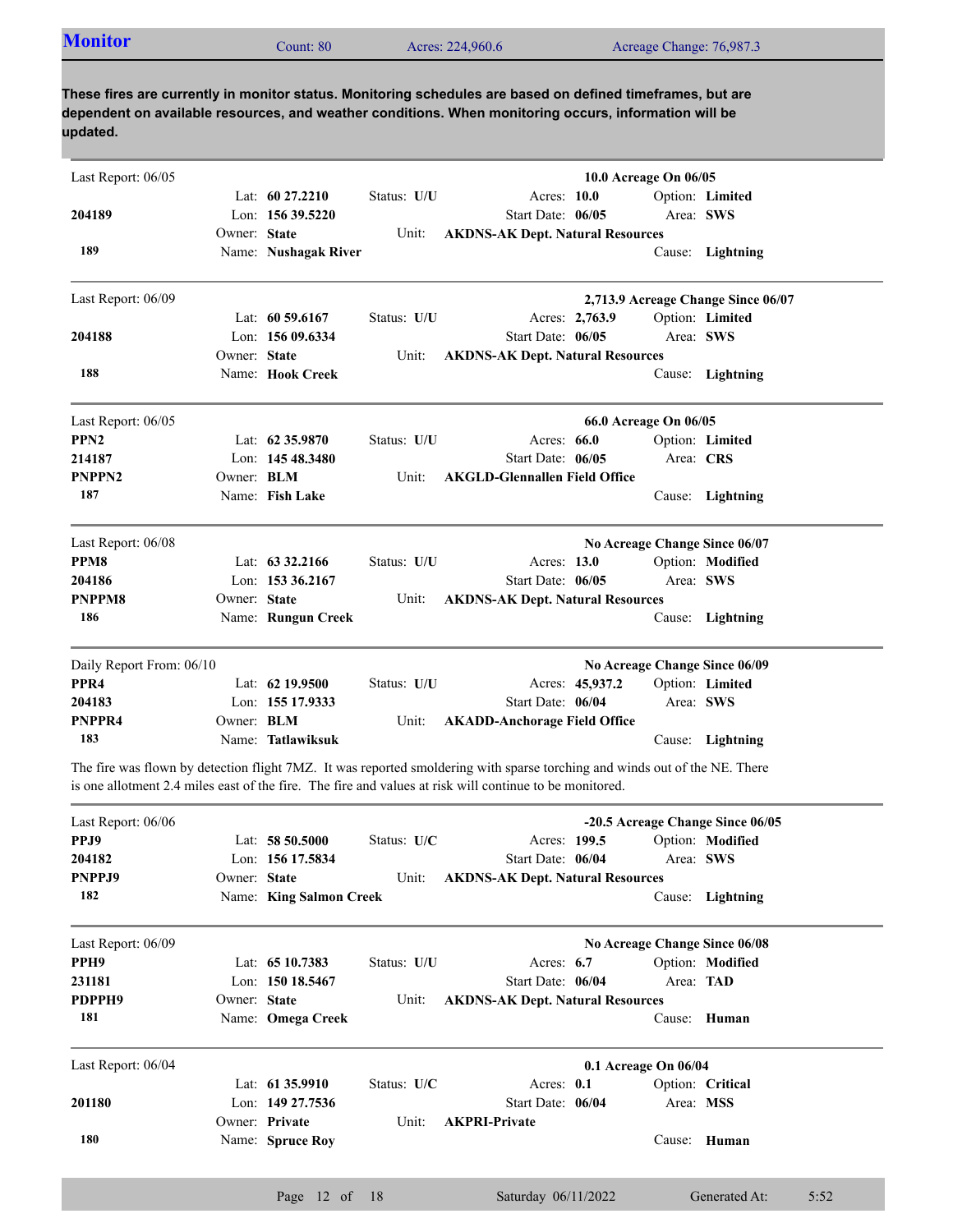## Monitor

Count: 80 | Acres: 224,960.6 | Acreage Change: 76,987.3

**These fires are currently in monitor status. Monitoring schedules are based on defined timeframes, but are dependent on available resources, and weather conditions. When monitoring occurs, information will be updated.**

---

Last Report: 06/05 — **10.0 Acreage On 06/05**

| | | | |
|---|---|---|---|
| **204189** | Lat: **60 27.2210** | Status: **U/U** | Acres: **10.0** | 
| | Lon: **156 39.5220** | Start Date: **06/05** | Option: **Limited** |
| | Owner: **State** | Unit: **AKDNS-AK Dept. Natural Resources** | Area: **SWS** |
| **189** | Name: **Nushagak River** | | Cause: **Lightning** |

---

Last Report: 06/09 — **2,713.9 Acreage Change Since 06/07**

| | | | |
|---|---|---|---|
| **204188** | Lat: **60 59.6167** | Status: **U/U** | Acres: **2,763.9** |
| | Lon: **156 09.6334** | Start Date: **06/05** | Option: **Limited** |
| | Owner: **State** | Unit: **AKDNS-AK Dept. Natural Resources** | Area: **SWS** |
| **188** | Name: **Hook Creek** | | Cause: **Lightning** |

---

Last Report: 06/05 — **66.0 Acreage On 06/05**

| | | | |
|---|---|---|---|
| **PPN2** | Lat: **62 35.9870** | Status: **U/U** | Acres: **66.0** |
| **214187** | Lon: **145 48.3480** | Start Date: **06/05** | Option: **Limited** |
| **PNPPN2** | Owner: **BLM** | Unit: **AKGLD-Glennallen Field Office** | Area: **CRS** |
| **187** | Name: **Fish Lake** | | Cause: **Lightning** |

---

Last Report: 06/08 — **No Acreage Change Since 06/07**

| | | | |
|---|---|---|---|
| **PPM8** | Lat: **63 32.2166** | Status: **U/U** | Acres: **13.0** |
| **204186** | Lon: **153 36.2167** | Start Date: **06/05** | Option: **Modified** |
| **PNPPM8** | Owner: **State** | Unit: **AKDNS-AK Dept. Natural Resources** | Area: **SWS** |
| **186** | Name: **Rungun Creek** | | Cause: **Lightning** |

---

Daily Report From: 06/10 — **No Acreage Change Since 06/09**

| | | | |
|---|---|---|---|
| **PPR4** | Lat: **62 19.9500** | Status: **U/U** | Acres: **45,937.2** |
| **204183** | Lon: **155 17.9333** | Start Date: **06/04** | Option: **Limited** |
| **PNPPR4** | Owner: **BLM** | Unit: **AKADD-Anchorage Field Office** | Area: **SWS** |
| **183** | Name: **Tatlawiksuk** | | Cause: **Lightning** |

The fire was flown by detection flight 7MZ. It was reported smoldering with sparse torching and winds out of the NE. There is one allotment 2.4 miles east of the fire. The fire and values at risk will continue to be monitored.

---

Last Report: 06/06 — **-20.5 Acreage Change Since 06/05**

| | | | |
|---|---|---|---|
| **PPJ9** | Lat: **58 50.5000** | Status: **U/C** | Acres: **199.5** |
| **204182** | Lon: **156 17.5834** | Start Date: **06/04** | Option: **Modified** |
| **PNPPJ9** | Owner: **State** | Unit: **AKDNS-AK Dept. Natural Resources** | Area: **SWS** |
| **182** | Name: **King Salmon Creek** | | Cause: **Lightning** |

---

Last Report: 06/09 — **No Acreage Change Since 06/08**

| | | | |
|---|---|---|---|
| **PPH9** | Lat: **65 10.7383** | Status: **U/U** | Acres: **6.7** |
| **231181** | Lon: **150 18.5467** | Start Date: **06/04** | Option: **Modified** |
| **PDPPH9** | Owner: **State** | Unit: **AKDNS-AK Dept. Natural Resources** | Area: **TAD** |
| **181** | Name: **Omega Creek** | | Cause: **Human** |

---

Last Report: 06/04 — **0.1 Acreage On 06/04**

| | | | |
|---|---|---|---|
| **201180** | Lat: **61 35.9910** | Status: **U/C** | Acres: **0.1** |
| | Lon: **149 27.7536** | Start Date: **06/04** | Option: **Critical** |
| | Owner: **Private** | Unit: **AKPRI-Private** | Area: **MSS** |
| **180** | Name: **Spruce Roy** | | Cause: **Human** |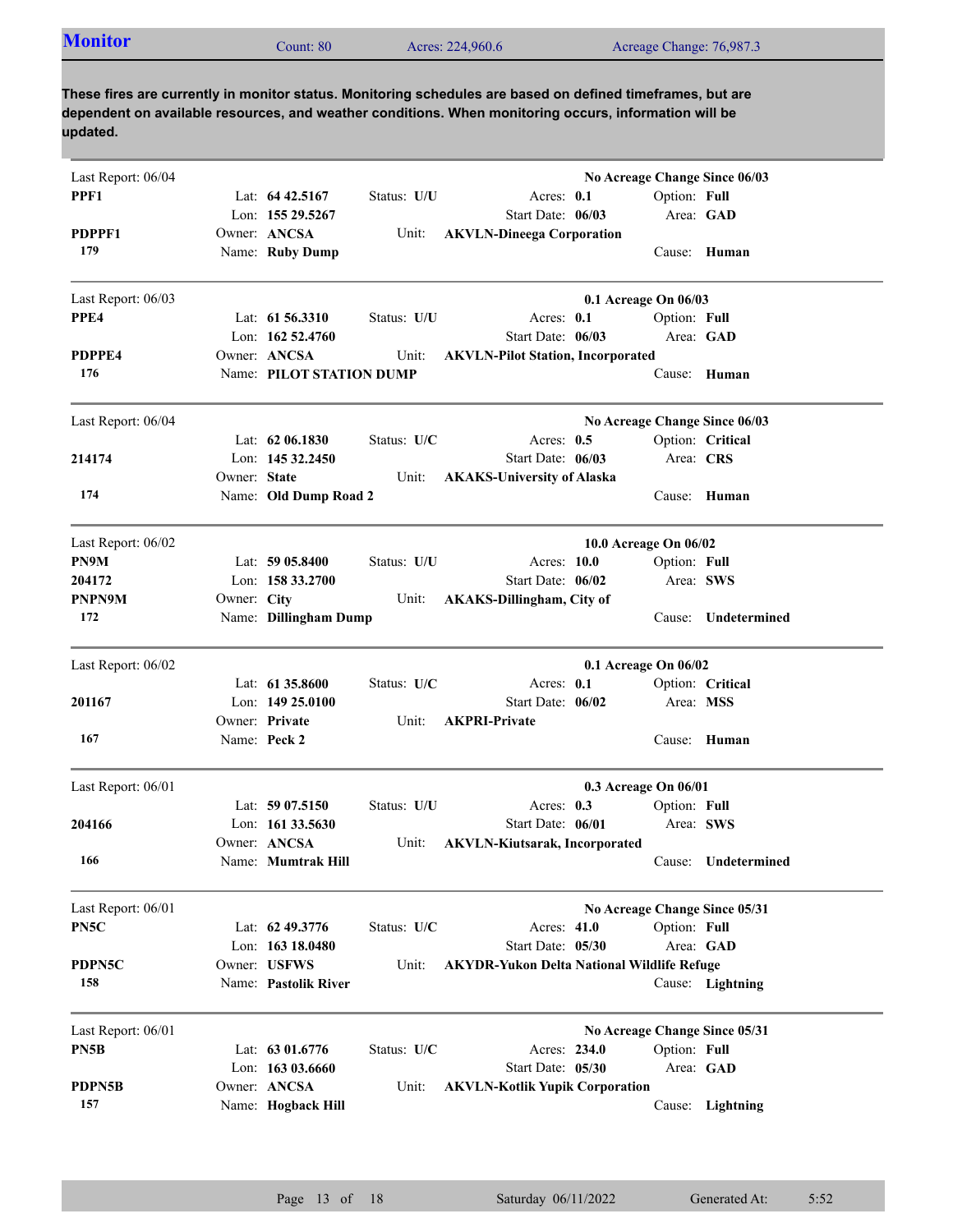## Monitor

Count: 80 | Acres: 224,960.6 | Acreage Change: 76,987.3

**These fires are currently in monitor status. Monitoring schedules are based on defined timeframes, but are dependent on available resources, and weather conditions. When monitoring occurs, information will be updated.**

---

Last Report: 06/04 — **No Acreage Change Since 06/03**

**PPF1**
**PDPPF1**
**179**

- Lat: **64 42.5167**
- Lon: **155 29.5267**
- Owner: **ANCSA**
- Name: **Ruby Dump**
- Status: **U/U**
- Unit: **AKVLN-Dineega Corporation**
- Acres: **0.1**
- Start Date: **06/03**
- Option: **Full**
- Area: **GAD**
- Cause: **Human**

---

Last Report: 06/03 — **0.1 Acreage On 06/03**

**PPE4**
**PDPPE4**
**176**

- Lat: **61 56.3310**
- Lon: **162 52.4760**
- Owner: **ANCSA**
- Name: **PILOT STATION DUMP**
- Status: **U/U**
- Unit: **AKVLN-Pilot Station, Incorporated**
- Acres: **0.1**
- Start Date: **06/03**
- Option: **Full**
- Area: **GAD**
- Cause: **Human**

---

Last Report: 06/04 — **No Acreage Change Since 06/03**

**214174**
**174**

- Lat: **62 06.1830**
- Lon: **145 32.2450**
- Owner: **State**
- Name: **Old Dump Road 2**
- Status: **U/C**
- Unit: **AKAKS-University of Alaska**
- Acres: **0.5**
- Start Date: **06/03**
- Option: **Critical**
- Area: **CRS**
- Cause: **Human**

---

Last Report: 06/02 — **10.0 Acreage On 06/02**

**PN9M**
**204172**
**PNPN9M**
**172**

- Lat: **59 05.8400**
- Lon: **158 33.2700**
- Owner: **City**
- Name: **Dillingham Dump**
- Status: **U/U**
- Unit: **AKAKS-Dillingham, City of**
- Acres: **10.0**
- Start Date: **06/02**
- Option: **Full**
- Area: **SWS**
- Cause: **Undetermined**

---

Last Report: 06/02 — **0.1 Acreage On 06/02**

**201167**
**167**

- Lat: **61 35.8600**
- Lon: **149 25.0100**
- Owner: **Private**
- Name: **Peck 2**
- Status: **U/C**
- Unit: **AKPRI-Private**
- Acres: **0.1**
- Start Date: **06/02**
- Option: **Critical**
- Area: **MSS**
- Cause: **Human**

---

Last Report: 06/01 — **0.3 Acreage On 06/01**

**204166**
**166**

- Lat: **59 07.5150**
- Lon: **161 33.5630**
- Owner: **ANCSA**
- Name: **Mumtrak Hill**
- Status: **U/U**
- Unit: **AKVLN-Kiutsarak, Incorporated**
- Acres: **0.3**
- Start Date: **06/01**
- Option: **Full**
- Area: **SWS**
- Cause: **Undetermined**

---

Last Report: 06/01 — **No Acreage Change Since 05/31**

**PN5C**
**PDPN5C**
**158**

- Lat: **62 49.3776**
- Lon: **163 18.0480**
- Owner: **USFWS**
- Name: **Pastolik River**
- Status: **U/C**
- Unit: **AKYDR-Yukon Delta National Wildlife Refuge**
- Acres: **41.0**
- Start Date: **05/30**
- Option: **Full**
- Area: **GAD**
- Cause: **Lightning**

---

Last Report: 06/01 — **No Acreage Change Since 05/31**

**PN5B**
**PDPN5B**
**157**

- Lat: **63 01.6776**
- Lon: **163 03.6660**
- Owner: **ANCSA**
- Name: **Hogback Hill**
- Status: **U/C**
- Unit: **AKVLN-Kotlik Yupik Corporation**
- Acres: **234.0**
- Start Date: **05/30**
- Option: **Full**
- Area: **GAD**
- Cause: **Lightning**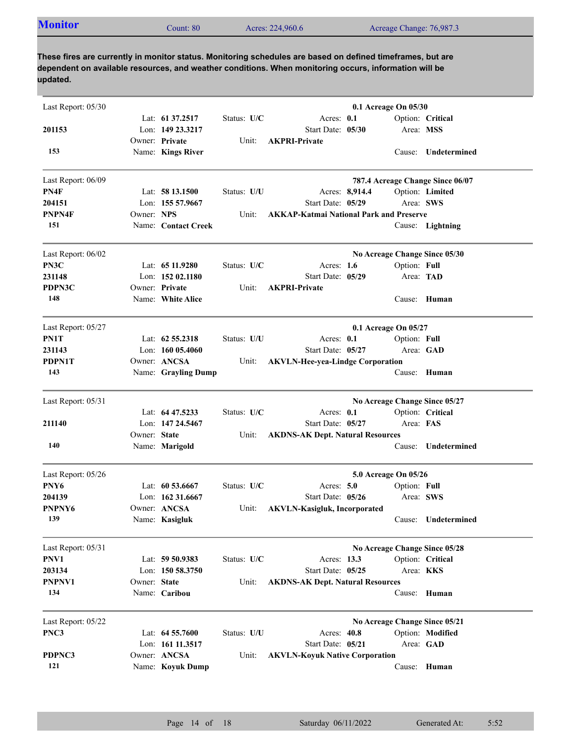## Monitor

Count: 80 | Acres: 224,960.6 | Acreage Change: 76,987.3

**These fires are currently in monitor status. Monitoring schedules are based on defined timeframes, but are dependent on available resources, and weather conditions. When monitoring occurs, information will be updated.**

---

Last Report: 05/30 — **0.1 Acreage On 05/30**

| | | | |
|---|---|---|---|
| | Lat: **61 37.2517** | Status: **U/C** | Acres: **0.1** | 
| **201153** | Lon: **149 23.3217** | Start Date: **05/30** | Option: **Critical** / Area: **MSS** |
| | Owner: **Private** | Unit: **AKPRI-Private** | |
| **153** | Name: **Kings River** | | Cause: **Undetermined** |

---

Last Report: 06/09 — **787.4 Acreage Change Since 06/07**

| | | | |
|---|---|---|---|
| **PN4F** | Lat: **58 13.1500** | Status: **U/U** | Acres: **8,914.4** / Option: **Limited** |
| **204151** | Lon: **155 57.9667** | Start Date: **05/29** | Area: **SWS** |
| **PNPN4F** | Owner: **NPS** | Unit: **AKKAP-Katmai National Park and Preserve** | |
| **151** | Name: **Contact Creek** | | Cause: **Lightning** |

---

Last Report: 06/02 — **No Acreage Change Since 05/30**

| | | | |
|---|---|---|---|
| **PN3C** | Lat: **65 11.9280** | Status: **U/C** | Acres: **1.6** / Option: **Full** |
| **231148** | Lon: **152 02.1180** | Start Date: **05/29** | Area: **TAD** |
| **PDPN3C** | Owner: **Private** | Unit: **AKPRI-Private** | |
| **148** | Name: **White Alice** | | Cause: **Human** |

---

Last Report: 05/27 — **0.1 Acreage On 05/27**

| | | | |
|---|---|---|---|
| **PN1T** | Lat: **62 55.2318** | Status: **U/U** | Acres: **0.1** / Option: **Full** |
| **231143** | Lon: **160 05.4060** | Start Date: **05/27** | Area: **GAD** |
| **PDPN1T** | Owner: **ANCSA** | Unit: **AKVLN-Hee-yea-Lindge Corporation** | |
| **143** | Name: **Grayling Dump** | | Cause: **Human** |

---

Last Report: 05/31 — **No Acreage Change Since 05/27**

| | | | |
|---|---|---|---|
| | Lat: **64 47.5233** | Status: **U/C** | Acres: **0.1** / Option: **Critical** |
| **211140** | Lon: **147 24.5467** | Start Date: **05/27** | Area: **FAS** |
| | Owner: **State** | Unit: **AKDNS-AK Dept. Natural Resources** | |
| **140** | Name: **Marigold** | | Cause: **Undetermined** |

---

Last Report: 05/26 — **5.0 Acreage On 05/26**

| | | | |
|---|---|---|---|
| **PNY6** | Lat: **60 53.6667** | Status: **U/C** | Acres: **5.0** / Option: **Full** |
| **204139** | Lon: **162 31.6667** | Start Date: **05/26** | Area: **SWS** |
| **PNPNY6** | Owner: **ANCSA** | Unit: **AKVLN-Kasigluk, Incorporated** | |
| **139** | Name: **Kasigluk** | | Cause: **Undetermined** |

---

Last Report: 05/31 — **No Acreage Change Since 05/28**

| | | | |
|---|---|---|---|
| **PNV1** | Lat: **59 50.9383** | Status: **U/C** | Acres: **13.3** / Option: **Critical** |
| **203134** | Lon: **150 58.3750** | Start Date: **05/25** | Area: **KKS** |
| **PNPNV1** | Owner: **State** | Unit: **AKDNS-AK Dept. Natural Resources** | |
| **134** | Name: **Caribou** | | Cause: **Human** |

---

Last Report: 05/22 — **No Acreage Change Since 05/21**

| | | | |
|---|---|---|---|
| **PNC3** | Lat: **64 55.7600** | Status: **U/U** | Acres: **40.8** / Option: **Modified** |
| | Lon: **161 11.3517** | Start Date: **05/21** | Area: **GAD** |
| **PDPNC3** | Owner: **ANCSA** | Unit: **AKVLN-Koyuk Native Corporation** | |
| **121** | Name: **Koyuk Dump** | | Cause: **Human** |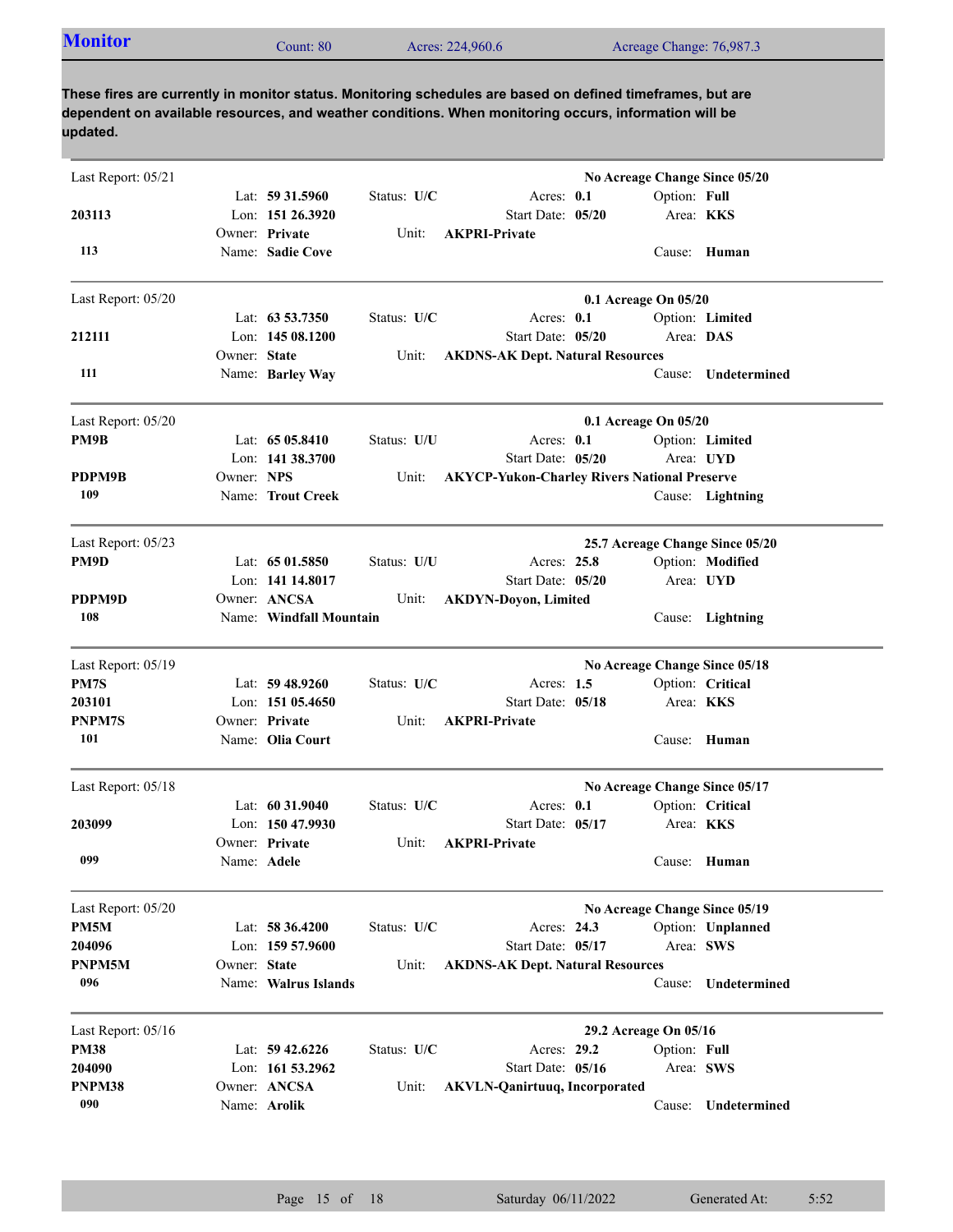## Monitor

Count: 80 | Acres: 224,960.6 | Acreage Change: 76,987.3

**These fires are currently in monitor status. Monitoring schedules are based on defined timeframes, but are dependent on available resources, and weather conditions. When monitoring occurs, information will be updated.**

---

Last Report: 05/21 — **No Acreage Change Since 05/20**

| | | | | |
|---|---|---|---|---|
| | Lat: **59 31.5960** | Status: **U/C** | Acres: **0.1** | Option: **Full** |
| **203113** | Lon: **151 26.3920** | | Start Date: **05/20** | Area: **KKS** |
| | Owner: **Private** | Unit: **AKPRI-Private** | | |
| **113** | Name: **Sadie Cove** | | | Cause: **Human** |

---

Last Report: 05/20 — **0.1 Acreage On 05/20**

| | | | | |
|---|---|---|---|---|
| | Lat: **63 53.7350** | Status: **U/C** | Acres: **0.1** | Option: **Limited** |
| **212111** | Lon: **145 08.1200** | | Start Date: **05/20** | Area: **DAS** |
| | Owner: **State** | Unit: **AKDNS-AK Dept. Natural Resources** | | |
| **111** | Name: **Barley Way** | | | Cause: **Undetermined** |

---

Last Report: 05/20 — **0.1 Acreage On 05/20**

| | | | | |
|---|---|---|---|---|
| **PM9B** | Lat: **65 05.8410** | Status: **U/U** | Acres: **0.1** | Option: **Limited** |
| | Lon: **141 38.3700** | | Start Date: **05/20** | Area: **UYD** |
| **PDPM9B** | Owner: **NPS** | Unit: **AKYCP-Yukon-Charley Rivers National Preserve** | | |
| **109** | Name: **Trout Creek** | | | Cause: **Lightning** |

---

Last Report: 05/23 — **25.7 Acreage Change Since 05/20**

| | | | | |
|---|---|---|---|---|
| **PM9D** | Lat: **65 01.5850** | Status: **U/U** | Acres: **25.8** | Option: **Modified** |
| | Lon: **141 14.8017** | | Start Date: **05/20** | Area: **UYD** |
| **PDPM9D** | Owner: **ANCSA** | Unit: **AKDYN-Doyon, Limited** | | |
| **108** | Name: **Windfall Mountain** | | | Cause: **Lightning** |

---

Last Report: 05/19 — **No Acreage Change Since 05/18**

| | | | | |
|---|---|---|---|---|
| **PM7S** | Lat: **59 48.9260** | Status: **U/C** | Acres: **1.5** | Option: **Critical** |
| **203101** | Lon: **151 05.4650** | | Start Date: **05/18** | Area: **KKS** |
| **PNPM7S** | Owner: **Private** | Unit: **AKPRI-Private** | | |
| **101** | Name: **Olia Court** | | | Cause: **Human** |

---

Last Report: 05/18 — **No Acreage Change Since 05/17**

| | | | | |
|---|---|---|---|---|
| | Lat: **60 31.9040** | Status: **U/C** | Acres: **0.1** | Option: **Critical** |
| **203099** | Lon: **150 47.9930** | | Start Date: **05/17** | Area: **KKS** |
| | Owner: **Private** | Unit: **AKPRI-Private** | | |
| **099** | Name: **Adele** | | | Cause: **Human** |

---

Last Report: 05/20 — **No Acreage Change Since 05/19**

| | | | | |
|---|---|---|---|---|
| **PM5M** | Lat: **58 36.4200** | Status: **U/C** | Acres: **24.3** | Option: **Unplanned** |
| **204096** | Lon: **159 57.9600** | | Start Date: **05/17** | Area: **SWS** |
| **PNPM5M** | Owner: **State** | Unit: **AKDNS-AK Dept. Natural Resources** | | |
| **096** | Name: **Walrus Islands** | | | Cause: **Undetermined** |

---

Last Report: 05/16 — **29.2 Acreage On 05/16**

| | | | | |
|---|---|---|---|---|
| **PM38** | Lat: **59 42.6226** | Status: **U/C** | Acres: **29.2** | Option: **Full** |
| **204090** | Lon: **161 53.2962** | | Start Date: **05/16** | Area: **SWS** |
| **PNPM38** | Owner: **ANCSA** | Unit: **AKVLN-Qanirtuuq, Incorporated** | | |
| **090** | Name: **Arolik** | | | Cause: **Undetermined** |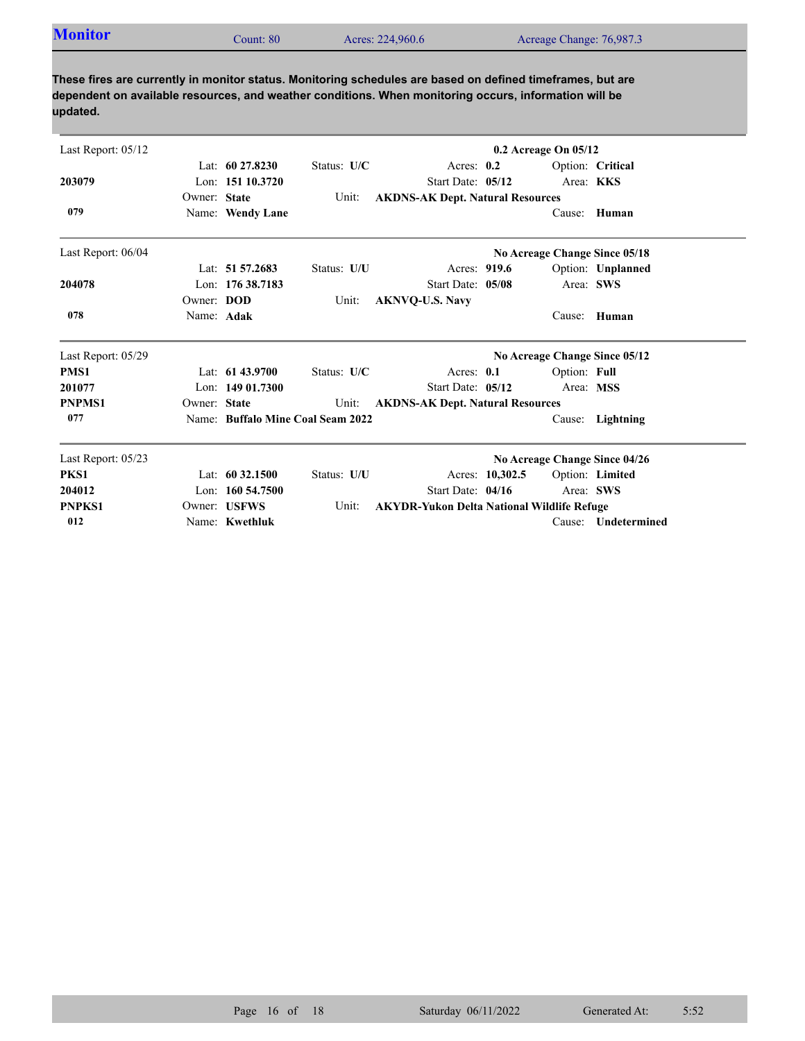## Monitor

Count: 80 | Acres: 224,960.6 | Acreage Change: 76,987.3

**These fires are currently in monitor status. Monitoring schedules are based on defined timeframes, but are dependent on available resources, and weather conditions. When monitoring occurs, information will be updated.**

---

Last Report: 05/12 — **0.2 Acreage On 05/12**

| | | | | |
|---|---|---|---|---|
| | Lat: **60 27.8230** | Status: **U/C** | Acres: **0.2** | Option: **Critical** |
| **203079** | Lon: **151 10.3720** | | Start Date: **05/12** | Area: **KKS** |
| | Owner: **State** | Unit: | **AKDNS-AK Dept. Natural Resources** | |
| **079** | Name: **Wendy Lane** | | | Cause: **Human** |

---

Last Report: 06/04 — **No Acreage Change Since 05/18**

| | | | | |
|---|---|---|---|---|
| | Lat: **51 57.2683** | Status: **U/U** | Acres: **919.6** | Option: **Unplanned** |
| **204078** | Lon: **176 38.7183** | | Start Date: **05/08** | Area: **SWS** |
| | Owner: **DOD** | Unit: | **AKNVQ-U.S. Navy** | |
| **078** | Name: **Adak** | | | Cause: **Human** |

---

Last Report: 05/29 — **No Acreage Change Since 05/12**

| | | | | |
|---|---|---|---|---|
| **PMS1** | Lat: **61 43.9700** | Status: **U/C** | Acres: **0.1** | Option: **Full** |
| **201077** | Lon: **149 01.7300** | | Start Date: **05/12** | Area: **MSS** |
| **PNPMS1** | Owner: **State** | Unit: | **AKDNS-AK Dept. Natural Resources** | |
| **077** | Name: **Buffalo Mine Coal Seam 2022** | | | Cause: **Lightning** |

---

Last Report: 05/23 — **No Acreage Change Since 04/26**

| | | | | |
|---|---|---|---|---|
| **PKS1** | Lat: **60 32.1500** | Status: **U/U** | Acres: **10,302.5** | Option: **Limited** |
| **204012** | Lon: **160 54.7500** | | Start Date: **04/16** | Area: **SWS** |
| **PNPKS1** | Owner: **USFWS** | Unit: | **AKYDR-Yukon Delta National Wildlife Refuge** | |
| **012** | Name: **Kwethluk** | | | Cause: **Undetermined** |

Saturday 06/11/2022 — Generated At: 5:52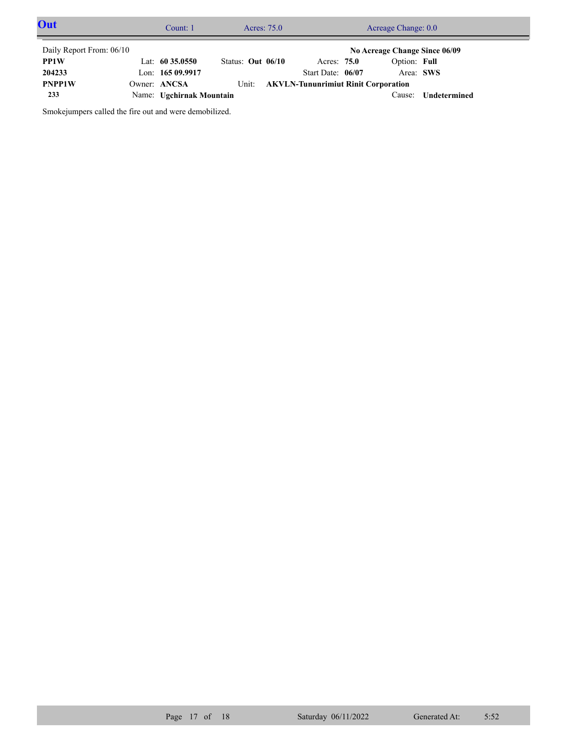## Out

Count: 1 | Acres: 75.0 | Acreage Change: 0.0

Daily Report From: 06/10

**No Acreage Change Since 06/09**

| | | | | | |
|---|---|---|---|---|---|
| **PP1W** | Lat: **60 35.0550** | Status: **Out 06/10** | Acres: **75.0** | Option: **Full** | |
| **204233** | Lon: **165 09.9917** | | Start Date: **06/07** | Area: **SWS** | |
| **PNPP1W** | Owner: **ANCSA** | Unit: **AKVLN-Tununrimiut Rinit Corporation** | | | |
| **233** | Name: **Ugchirnak Mountain** | | | Cause: **Undetermined** | |

Smokejumpers called the fire out and were demobilized.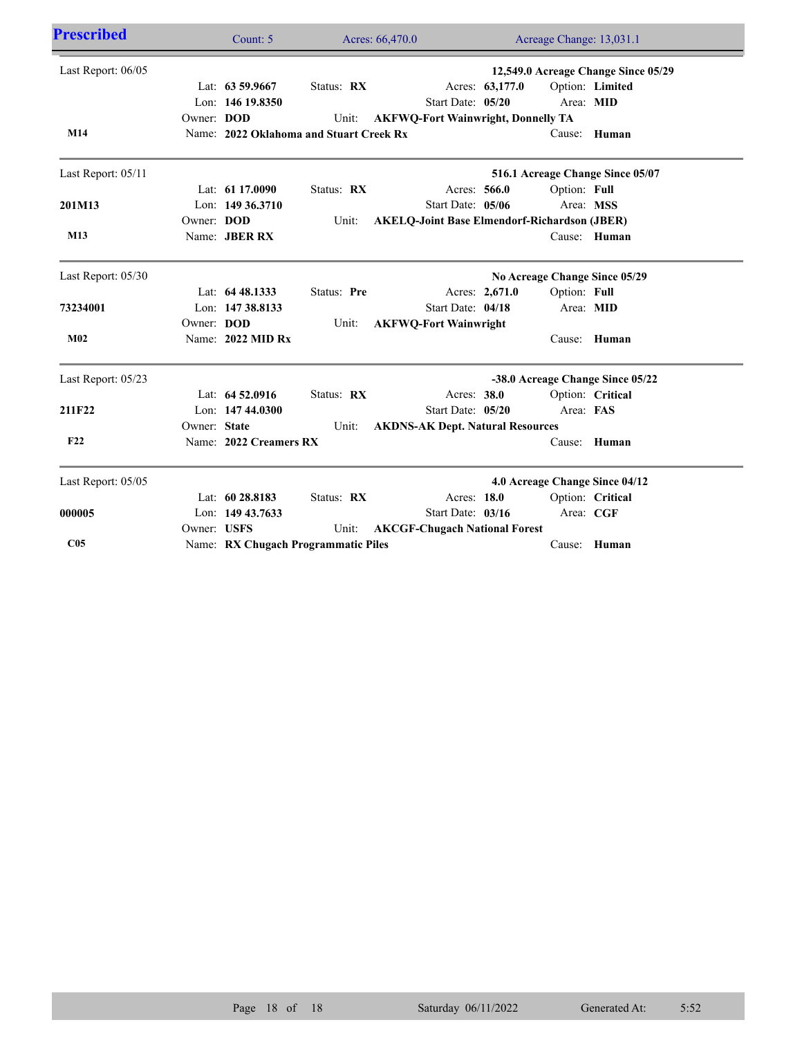## Prescribed

Count: 5 | Acres: 66,470.0 | Acreage Change: 13,031.1

---

Last Report: 06/05 — **12,549.0 Acreage Change Since 05/29**

Lat: **63 59.9667** Status: **RX** Acres: **63,177.0** Option: **Limited**
Lon: **146 19.8350** Start Date: **05/20** Area: **MID**
Owner: **DOD** Unit: **AKFWQ-Fort Wainwright, Donnelly TA**
**M14** Name: **2022 Oklahoma and Stuart Creek Rx** Cause: **Human**

---

Last Report: 05/11 — **516.1 Acreage Change Since 05/07**

Lat: **61 17.0090** Status: **RX** Acres: **566.0** Option: **Full**
**201M13** Lon: **149 36.3710** Start Date: **05/06** Area: **MSS**
Owner: **DOD** Unit: **AKELQ-Joint Base Elmendorf-Richardson (JBER)**
**M13** Name: **JBER RX** Cause: **Human**

---

Last Report: 05/30 — **No Acreage Change Since 05/29**

Lat: **64 48.1333** Status: **Pre** Acres: **2,671.0** Option: **Full**
**73234001** Lon: **147 38.8133** Start Date: **04/18** Area: **MID**
Owner: **DOD** Unit: **AKFWQ-Fort Wainwright**
**M02** Name: **2022 MID Rx** Cause: **Human**

---

Last Report: 05/23 — **-38.0 Acreage Change Since 05/22**

Lat: **64 52.0916** Status: **RX** Acres: **38.0** Option: **Critical**
**211F22** Lon: **147 44.0300** Start Date: **05/20** Area: **FAS**
Owner: **State** Unit: **AKDNS-AK Dept. Natural Resources**
**F22** Name: **2022 Creamers RX** Cause: **Human**

---

Last Report: 05/05 — **4.0 Acreage Change Since 04/12**

Lat: **60 28.8183** Status: **RX** Acres: **18.0** Option: **Critical**
**000005** Lon: **149 43.7633** Start Date: **03/16** Area: **CGF**
Owner: **USFS** Unit: **AKCGF-Chugach National Forest**
**C05** Name: **RX Chugach Programmatic Piles** Cause: **Human**